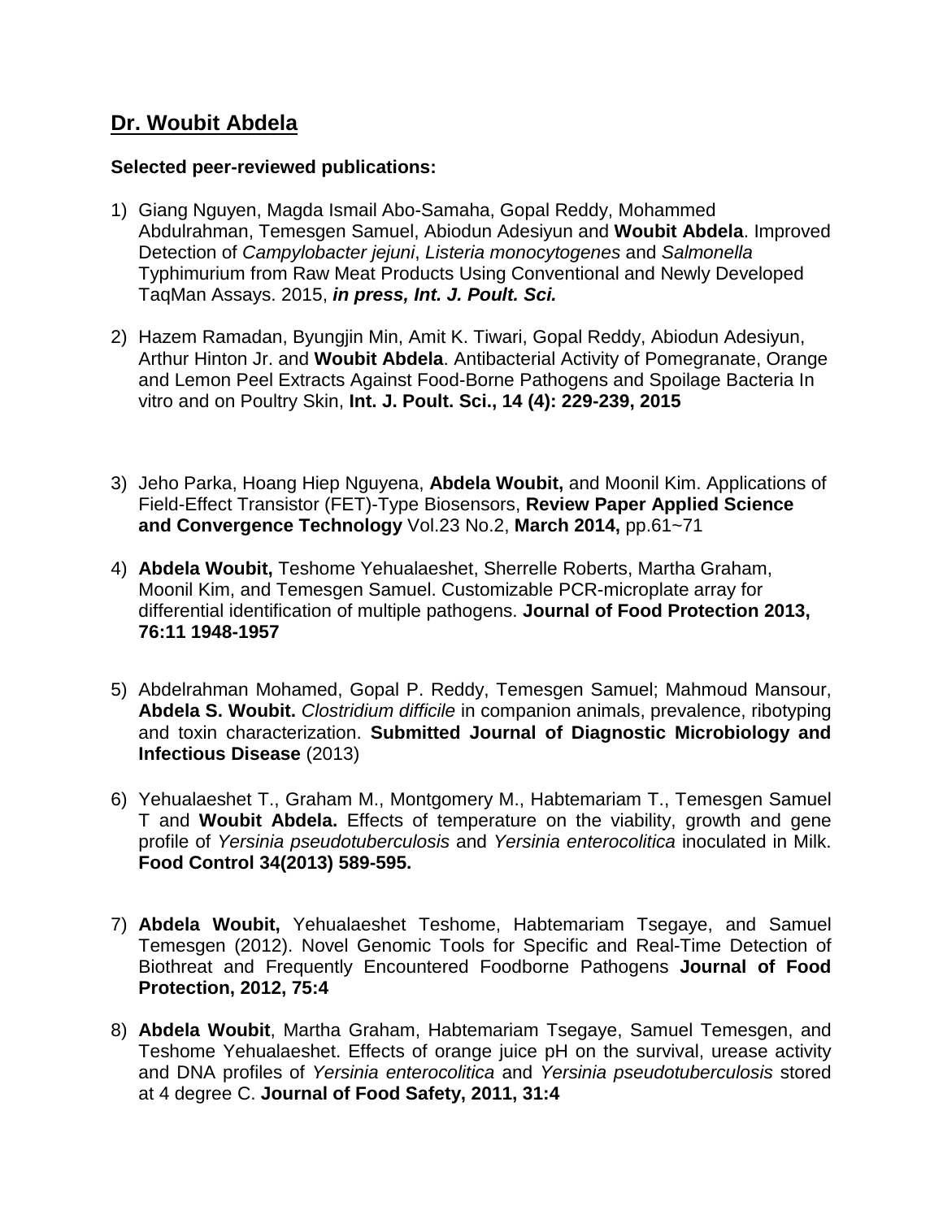## Dr. Woubit Abdela

**Selected peer-reviewed publications:**

1) Giang Nguyen, Magda Ismail Abo-Samaha, Gopal Reddy, Mohammed Abdulrahman, Temesgen Samuel, Abiodun Adesiyun and **Woubit Abdela**. Improved Detection of *Campylobacter jejuni*, *Listeria monocytogenes* and *Salmonella* Typhimurium from Raw Meat Products Using Conventional and Newly Developed TaqMan Assays. 2015, ***in press, Int. J. Poult. Sci.***

2) Hazem Ramadan, Byungjin Min, Amit K. Tiwari, Gopal Reddy, Abiodun Adesiyun, Arthur Hinton Jr. and **Woubit Abdela**. Antibacterial Activity of Pomegranate, Orange and Lemon Peel Extracts Against Food-Borne Pathogens and Spoilage Bacteria In vitro and on Poultry Skin, **Int. J. Poult. Sci., 14 (4): 229-239, 2015**

3) Jeho Parka, Hoang Hiep Nguyena, **Abdela Woubit,** and Moonil Kim. Applications of Field-Effect Transistor (FET)-Type Biosensors, **Review Paper Applied Science and Convergence Technology** Vol.23 No.2, **March 2014,** pp.61~71

4) **Abdela Woubit,** Teshome Yehualaeshet, Sherrelle Roberts, Martha Graham, Moonil Kim, and Temesgen Samuel. Customizable PCR-microplate array for differential identification of multiple pathogens. **Journal of Food Protection 2013, 76:11 1948-1957**

5) Abdelrahman Mohamed, Gopal P. Reddy, Temesgen Samuel; Mahmoud Mansour, **Abdela S. Woubit.** *Clostridium difficile* in companion animals, prevalence, ribotyping and toxin characterization. **Submitted Journal of Diagnostic Microbiology and Infectious Disease** (2013)

6) Yehualaeshet T., Graham M., Montgomery M., Habtemariam T., Temesgen Samuel T and **Woubit Abdela.** Effects of temperature on the viability, growth and gene profile of *Yersinia pseudotuberculosis* and *Yersinia enterocolitica* inoculated in Milk. **Food Control 34(2013) 589-595.**

7) **Abdela Woubit,** Yehualaeshet Teshome, Habtemariam Tsegaye, and Samuel Temesgen (2012). Novel Genomic Tools for Specific and Real-Time Detection of Biothreat and Frequently Encountered Foodborne Pathogens **Journal of Food Protection, 2012, 75:4**

8) **Abdela Woubit**, Martha Graham, Habtemariam Tsegaye, Samuel Temesgen, and Teshome Yehualaeshet. Effects of orange juice pH on the survival, urease activity and DNA profiles of *Yersinia enterocolitica* and *Yersinia pseudotuberculosis* stored at 4 degree C. **Journal of Food Safety, 2011, 31:4**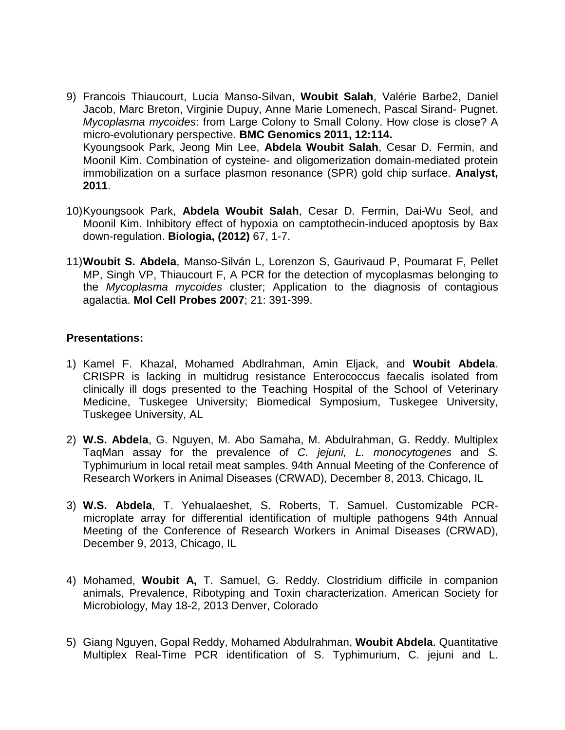9) Francois Thiaucourt, Lucia Manso-Silvan, **Woubit Salah**, Valérie Barbe2, Daniel Jacob, Marc Breton, Virginie Dupuy, Anne Marie Lomenech, Pascal Sirand- Pugnet. *Mycoplasma mycoides*: from Large Colony to Small Colony. How close is close? A micro-evolutionary perspective. **BMC Genomics 2011, 12:114.**
   Kyoungsook Park, Jeong Min Lee, **Abdela Woubit Salah**, Cesar D. Fermin, and Moonil Kim. Combination of cysteine- and oligomerization domain-mediated protein immobilization on a surface plasmon resonance (SPR) gold chip surface. **Analyst, 2011**.

10) Kyoungsook Park, **Abdela Woubit Salah**, Cesar D. Fermin, Dai-Wu Seol, and Moonil Kim. Inhibitory effect of hypoxia on camptothecin-induced apoptosis by Bax down-regulation. **Biologia, (2012)** 67, 1-7.

11) **Woubit S. Abdela**, Manso-Silván L, Lorenzon S, Gaurivaud P, Poumarat F, Pellet MP, Singh VP, Thiaucourt F, A PCR for the detection of mycoplasmas belonging to the *Mycoplasma mycoides* cluster; Application to the diagnosis of contagious agalactia. **Mol Cell Probes 2007**; 21: 391-399.

**Presentations:**

1) Kamel F. Khazal, Mohamed Abdlrahman, Amin Eljack, and **Woubit Abdela**. CRISPR is lacking in multidrug resistance Enterococcus faecalis isolated from clinically ill dogs presented to the Teaching Hospital of the School of Veterinary Medicine, Tuskegee University; Biomedical Symposium, Tuskegee University, Tuskegee University, AL

2) **W.S. Abdela**, G. Nguyen, M. Abo Samaha, M. Abdulrahman, G. Reddy. Multiplex TaqMan assay for the prevalence of *C. jejuni, L. monocytogenes* and *S.* Typhimurium in local retail meat samples. 94th Annual Meeting of the Conference of Research Workers in Animal Diseases (CRWAD), December 8, 2013, Chicago, IL

3) **W.S. Abdela**, T. Yehualaeshet, S. Roberts, T. Samuel. Customizable PCR-microplate array for differential identification of multiple pathogens 94th Annual Meeting of the Conference of Research Workers in Animal Diseases (CRWAD), December 9, 2013, Chicago, IL

4) Mohamed, **Woubit A,** T. Samuel, G. Reddy. Clostridium difficile in companion animals, Prevalence, Ribotyping and Toxin characterization. American Society for Microbiology, May 18-2, 2013 Denver, Colorado

5) Giang Nguyen, Gopal Reddy, Mohamed Abdulrahman, **Woubit Abdela**. Quantitative Multiplex Real-Time PCR identification of S. Typhimurium, C. jejuni and L.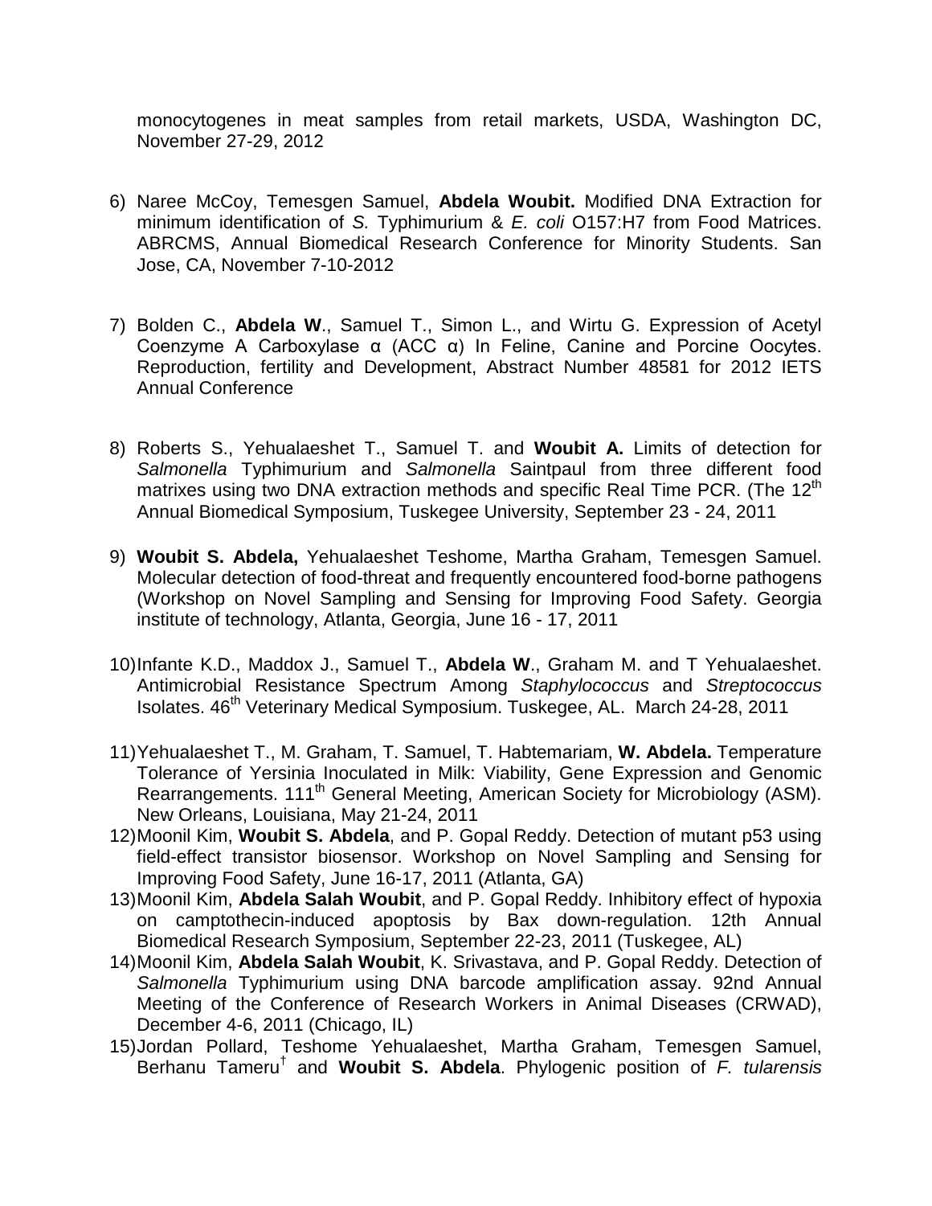monocytogenes in meat samples from retail markets, USDA, Washington DC, November 27-29, 2012

6) Naree McCoy, Temesgen Samuel, **Abdela Woubit.** Modified DNA Extraction for minimum identification of *S.* Typhimurium & *E. coli* O157:H7 from Food Matrices. ABRCMS, Annual Biomedical Research Conference for Minority Students. San Jose, CA, November 7-10-2012

7) Bolden C., **Abdela W**., Samuel T., Simon L., and Wirtu G. Expression of Acetyl Coenzyme A Carboxylase α (ACC α) In Feline, Canine and Porcine Oocytes. Reproduction, fertility and Development, Abstract Number 48581 for 2012 IETS Annual Conference

8) Roberts S., Yehualaeshet T., Samuel T. and **Woubit A.** Limits of detection for *Salmonella* Typhimurium and *Salmonella* Saintpaul from three different food matrixes using two DNA extraction methods and specific Real Time PCR. (The 12th Annual Biomedical Symposium, Tuskegee University, September 23 - 24, 2011

9) **Woubit S. Abdela,** Yehualaeshet Teshome, Martha Graham, Temesgen Samuel. Molecular detection of food-threat and frequently encountered food-borne pathogens (Workshop on Novel Sampling and Sensing for Improving Food Safety. Georgia institute of technology, Atlanta, Georgia, June 16 - 17, 2011

10) Infante K.D., Maddox J., Samuel T., **Abdela W**., Graham M. and T Yehualaeshet. Antimicrobial Resistance Spectrum Among *Staphylococcus* and *Streptococcus* Isolates. 46th Veterinary Medical Symposium. Tuskegee, AL. March 24-28, 2011

11) Yehualaeshet T., M. Graham, T. Samuel, T. Habtemariam, **W. Abdela.** Temperature Tolerance of Yersinia Inoculated in Milk: Viability, Gene Expression and Genomic Rearrangements. 111th General Meeting, American Society for Microbiology (ASM). New Orleans, Louisiana, May 21-24, 2011

12) Moonil Kim, **Woubit S. Abdela**, and P. Gopal Reddy. Detection of mutant p53 using field-effect transistor biosensor. Workshop on Novel Sampling and Sensing for Improving Food Safety, June 16-17, 2011 (Atlanta, GA)

13) Moonil Kim, **Abdela Salah Woubit**, and P. Gopal Reddy. Inhibitory effect of hypoxia on camptothecin-induced apoptosis by Bax down-regulation. 12th Annual Biomedical Research Symposium, September 22-23, 2011 (Tuskegee, AL)

14) Moonil Kim, **Abdela Salah Woubit**, K. Srivastava, and P. Gopal Reddy. Detection of *Salmonella* Typhimurium using DNA barcode amplification assay. 92nd Annual Meeting of the Conference of Research Workers in Animal Diseases (CRWAD), December 4-6, 2011 (Chicago, IL)

15) Jordan Pollard, Teshome Yehualaeshet, Martha Graham, Temesgen Samuel, Berhanu Tameru† and **Woubit S. Abdela**. Phylogenic position of *F. tularensis*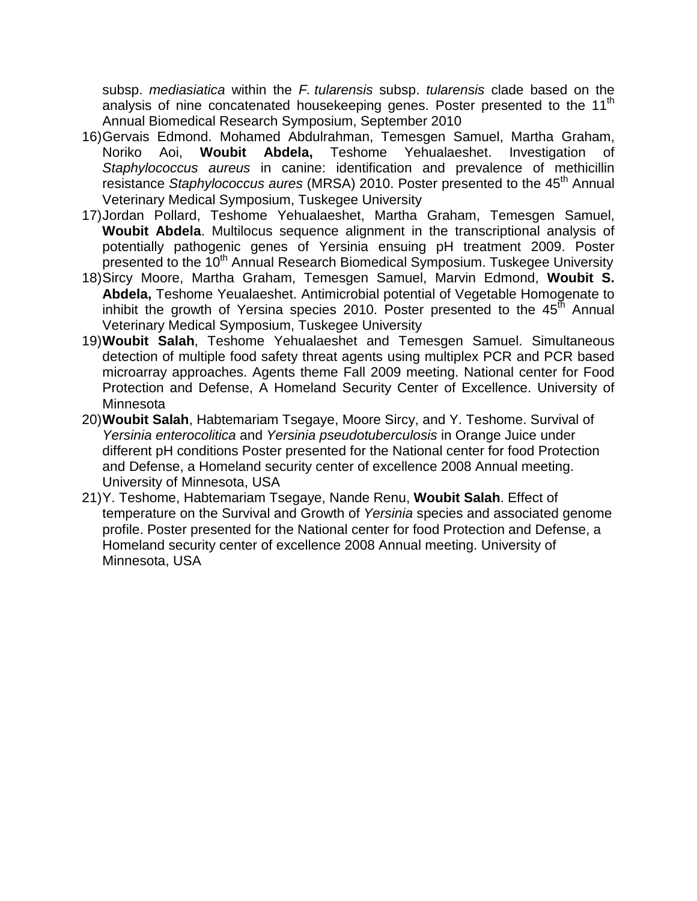subsp. *mediasiatica* within the *F. tularensis* subsp. *tularensis* clade based on the analysis of nine concatenated housekeeping genes. Poster presented to the 11th Annual Biomedical Research Symposium, September 2010

16) Gervais Edmond. Mohamed Abdulrahman, Temesgen Samuel, Martha Graham, Noriko Aoi, **Woubit Abdela,** Teshome Yehualaeshet. Investigation of *Staphylococcus aureus* in canine: identification and prevalence of methicillin resistance *Staphylococcus aures* (MRSA) 2010. Poster presented to the 45th Annual Veterinary Medical Symposium, Tuskegee University
17) Jordan Pollard, Teshome Yehualaeshet, Martha Graham, Temesgen Samuel, **Woubit Abdela**. Multilocus sequence alignment in the transcriptional analysis of potentially pathogenic genes of Yersinia ensuing pH treatment 2009. Poster presented to the 10th Annual Research Biomedical Symposium. Tuskegee University
18) Sircy Moore, Martha Graham, Temesgen Samuel, Marvin Edmond, **Woubit S. Abdela,** Teshome Yeualaeshet. Antimicrobial potential of Vegetable Homogenate to inhibit the growth of Yersina species 2010. Poster presented to the 45th Annual Veterinary Medical Symposium, Tuskegee University
19) **Woubit Salah**, Teshome Yehualaeshet and Temesgen Samuel. Simultaneous detection of multiple food safety threat agents using multiplex PCR and PCR based microarray approaches. Agents theme Fall 2009 meeting. National center for Food Protection and Defense, A Homeland Security Center of Excellence. University of Minnesota
20) **Woubit Salah**, Habtemariam Tsegaye, Moore Sircy, and Y. Teshome. Survival of *Yersinia enterocolitica* and *Yersinia pseudotuberculosis* in Orange Juice under different pH conditions Poster presented for the National center for food Protection and Defense, a Homeland security center of excellence 2008 Annual meeting. University of Minnesota, USA
21) Y. Teshome, Habtemariam Tsegaye, Nande Renu, **Woubit Salah**. Effect of temperature on the Survival and Growth of *Yersinia* species and associated genome profile. Poster presented for the National center for food Protection and Defense, a Homeland security center of excellence 2008 Annual meeting. University of Minnesota, USA